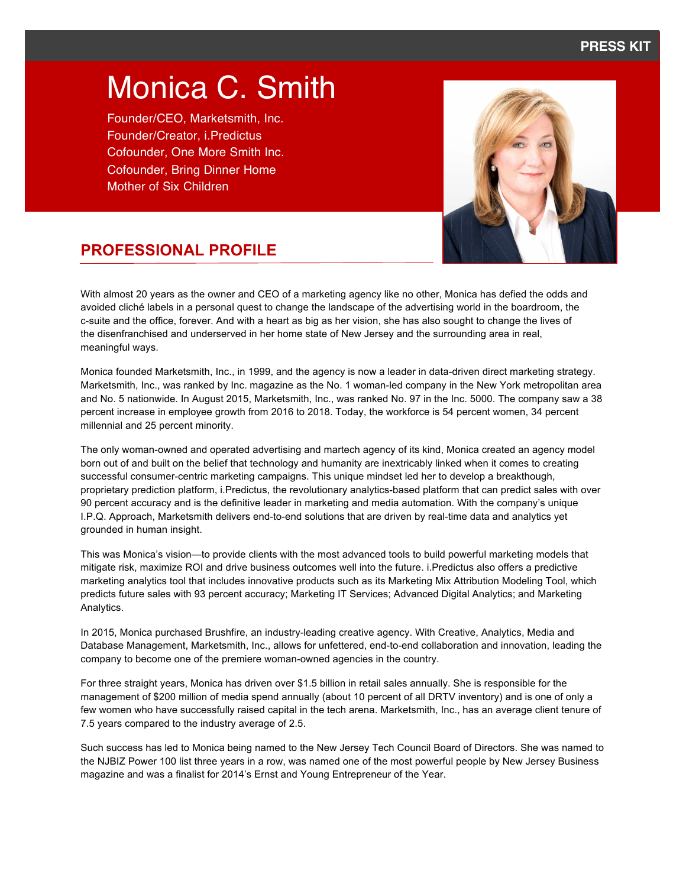PRESS KIT

# Monica C. Smith

Founder/CEO, Marketsmith, Inc.
Founder/Creator, i.Predictus
Cofounder, One More Smith Inc.
Cofounder, Bring Dinner Home
Mother of Six Children

## PROFESSIONAL PROFILE

With almost 20 years as the owner and CEO of a marketing agency like no other, Monica has defied the odds and avoided cliché labels in a personal quest to change the landscape of the advertising world in the boardroom, the c-suite and the office, forever. And with a heart as big as her vision, she has also sought to change the lives of the disenfranchised and underserved in her home state of New Jersey and the surrounding area in real, meaningful ways.

Monica founded Marketsmith, Inc., in 1999, and the agency is now a leader in data-driven direct marketing strategy. Marketsmith, Inc., was ranked by Inc. magazine as the No. 1 woman-led company in the New York metropolitan area and No. 5 nationwide. In August 2015, Marketsmith, Inc., was ranked No. 97 in the Inc. 5000. The company saw a 38 percent increase in employee growth from 2016 to 2018. Today, the workforce is 54 percent women, 34 percent millennial and 25 percent minority.

The only woman-owned and operated advertising and martech agency of its kind, Monica created an agency model born out of and built on the belief that technology and humanity are inextricably linked when it comes to creating successful consumer-centric marketing campaigns. This unique mindset led her to develop a breakthough, proprietary prediction platform, i.Predictus, the revolutionary analytics-based platform that can predict sales with over 90 percent accuracy and is the definitive leader in marketing and media automation. With the company's unique I.P.Q. Approach, Marketsmith delivers end-to-end solutions that are driven by real-time data and analytics yet grounded in human insight.

This was Monica's vision—to provide clients with the most advanced tools to build powerful marketing models that mitigate risk, maximize ROI and drive business outcomes well into the future. i.Predictus also offers a predictive marketing analytics tool that includes innovative products such as its Marketing Mix Attribution Modeling Tool, which predicts future sales with 93 percent accuracy; Marketing IT Services; Advanced Digital Analytics; and Marketing Analytics.

In 2015, Monica purchased Brushfire, an industry-leading creative agency. With Creative, Analytics, Media and Database Management, Marketsmith, Inc., allows for unfettered, end-to-end collaboration and innovation, leading the company to become one of the premiere woman-owned agencies in the country.

For three straight years, Monica has driven over $1.5 billion in retail sales annually. She is responsible for the management of $200 million of media spend annually (about 10 percent of all DRTV inventory) and is one of only a few women who have successfully raised capital in the tech arena. Marketsmith, Inc., has an average client tenure of 7.5 years compared to the industry average of 2.5.

Such success has led to Monica being named to the New Jersey Tech Council Board of Directors. She was named to the NJBIZ Power 100 list three years in a row, was named one of the most powerful people by New Jersey Business magazine and was a finalist for 2014's Ernst and Young Entrepreneur of the Year.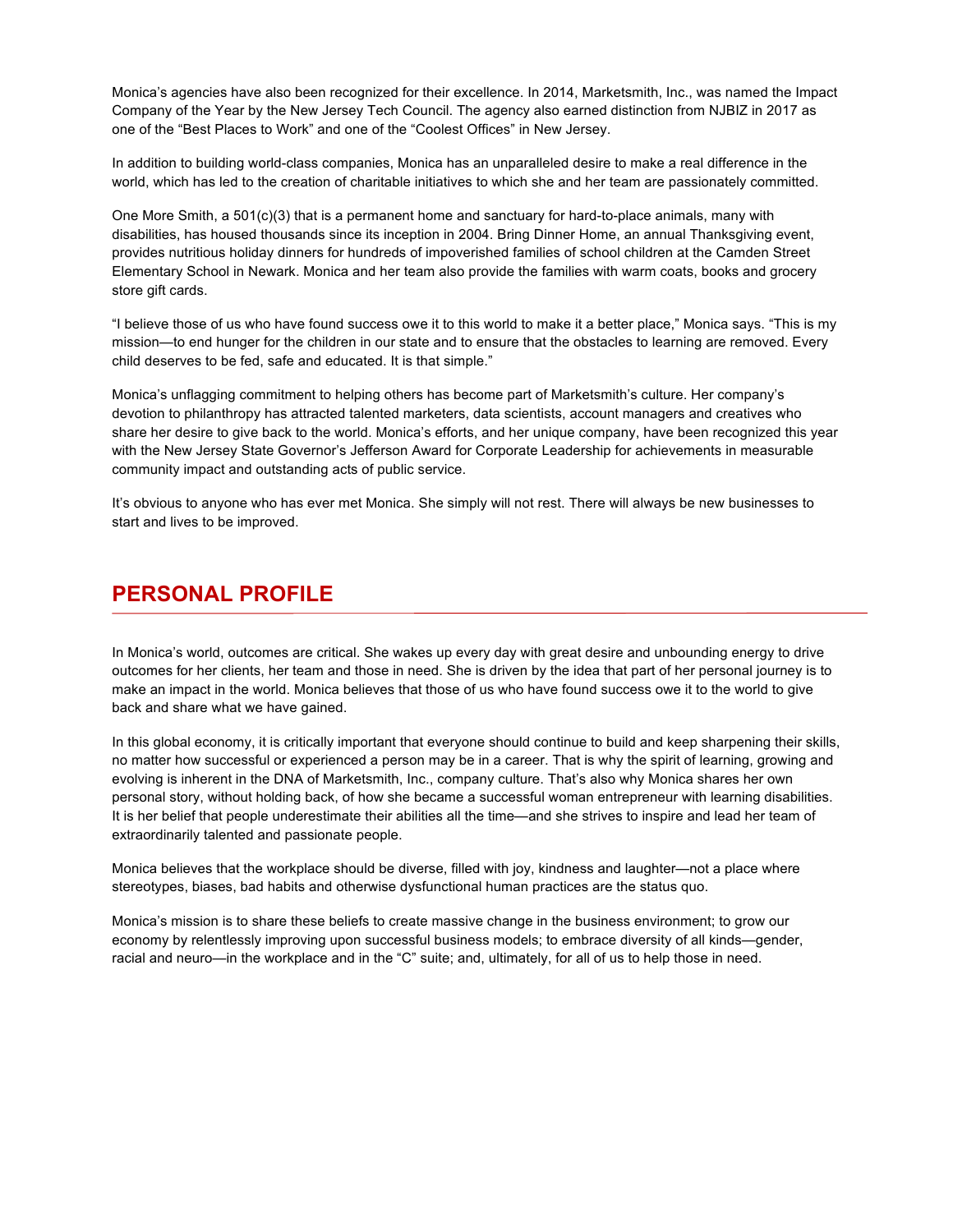Monica's agencies have also been recognized for their excellence. In 2014, Marketsmith, Inc., was named the Impact Company of the Year by the New Jersey Tech Council. The agency also earned distinction from NJBIZ in 2017 as one of the "Best Places to Work" and one of the "Coolest Offices" in New Jersey.

In addition to building world-class companies, Monica has an unparalleled desire to make a real difference in the world, which has led to the creation of charitable initiatives to which she and her team are passionately committed.

One More Smith, a 501(c)(3) that is a permanent home and sanctuary for hard-to-place animals, many with disabilities, has housed thousands since its inception in 2004. Bring Dinner Home, an annual Thanksgiving event, provides nutritious holiday dinners for hundreds of impoverished families of school children at the Camden Street Elementary School in Newark. Monica and her team also provide the families with warm coats, books and grocery store gift cards.

"I believe those of us who have found success owe it to this world to make it a better place," Monica says. "This is my mission—to end hunger for the children in our state and to ensure that the obstacles to learning are removed. Every child deserves to be fed, safe and educated. It is that simple."

Monica's unflagging commitment to helping others has become part of Marketsmith's culture. Her company's devotion to philanthropy has attracted talented marketers, data scientists, account managers and creatives who share her desire to give back to the world. Monica's efforts, and her unique company, have been recognized this year with the New Jersey State Governor's Jefferson Award for Corporate Leadership for achievements in measurable community impact and outstanding acts of public service.

It's obvious to anyone who has ever met Monica. She simply will not rest. There will always be new businesses to start and lives to be improved.

## PERSONAL PROFILE

In Monica's world, outcomes are critical. She wakes up every day with great desire and unbounding energy to drive outcomes for her clients, her team and those in need. She is driven by the idea that part of her personal journey is to make an impact in the world. Monica believes that those of us who have found success owe it to the world to give back and share what we have gained.

In this global economy, it is critically important that everyone should continue to build and keep sharpening their skills, no matter how successful or experienced a person may be in a career. That is why the spirit of learning, growing and evolving is inherent in the DNA of Marketsmith, Inc., company culture. That's also why Monica shares her own personal story, without holding back, of how she became a successful woman entrepreneur with learning disabilities. It is her belief that people underestimate their abilities all the time—and she strives to inspire and lead her team of extraordinarily talented and passionate people.

Monica believes that the workplace should be diverse, filled with joy, kindness and laughter—not a place where stereotypes, biases, bad habits and otherwise dysfunctional human practices are the status quo.

Monica's mission is to share these beliefs to create massive change in the business environment; to grow our economy by relentlessly improving upon successful business models; to embrace diversity of all kinds—gender, racial and neuro—in the workplace and in the "C" suite; and, ultimately, for all of us to help those in need.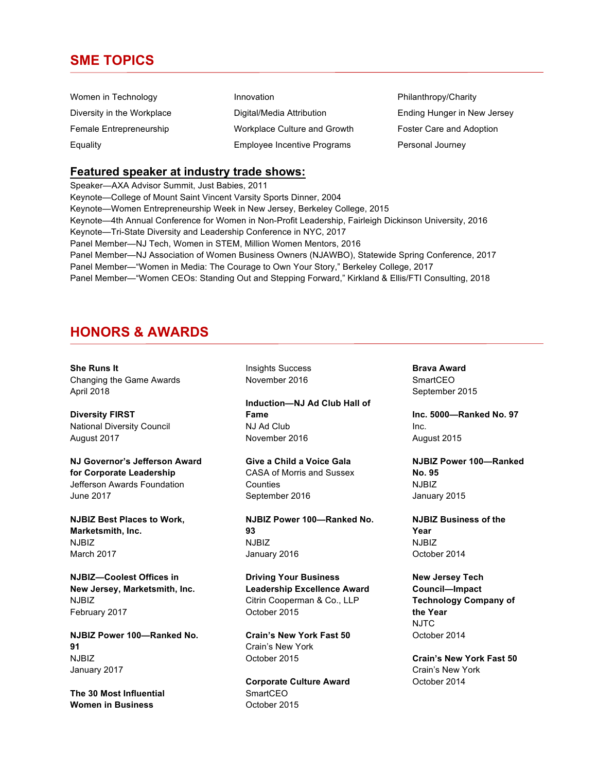## SME TOPICS

- Women in Technology
- Diversity in the Workplace
- Female Entrepreneurship
- Equality
- Innovation
- Digital/Media Attribution
- Workplace Culture and Growth
- Employee Incentive Programs
- Philanthropy/Charity
- Ending Hunger in New Jersey
- Foster Care and Adoption
- Personal Journey

### Featured speaker at industry trade shows:

Speaker—AXA Advisor Summit, Just Babies, 2011
Keynote—College of Mount Saint Vincent Varsity Sports Dinner, 2004
Keynote—Women Entrepreneurship Week in New Jersey, Berkeley College, 2015
Keynote—4th Annual Conference for Women in Non-Profit Leadership, Fairleigh Dickinson University, 2016
Keynote—Tri-State Diversity and Leadership Conference in NYC, 2017
Panel Member—NJ Tech, Women in STEM, Million Women Mentors, 2016
Panel Member—NJ Association of Women Business Owners (NJAWBO), Statewide Spring Conference, 2017
Panel Member—"Women in Media: The Courage to Own Your Story," Berkeley College, 2017
Panel Member—"Women CEOs: Standing Out and Stepping Forward," Kirkland & Ellis/FTI Consulting, 2018

## HONORS & AWARDS

**She Runs It**
Changing the Game Awards
April 2018

**Diversity FIRST**
National Diversity Council
August 2017

**NJ Governor's Jefferson Award for Corporate Leadership**
Jefferson Awards Foundation
June 2017

**NJBIZ Best Places to Work, Marketsmith, Inc.**
NJBIZ
March 2017

**NJBIZ—Coolest Offices in New Jersey, Marketsmith, Inc.**
NJBIZ
February 2017

**NJBIZ Power 100—Ranked No. 91**
NJBIZ
January 2017

**The 30 Most Influential Women in Business**
Insights Success
November 2016

**Induction—NJ Ad Club Hall of Fame**
NJ Ad Club
November 2016

**Give a Child a Voice Gala**
CASA of Morris and Sussex Counties
September 2016

**NJBIZ Power 100—Ranked No. 93**
NJBIZ
January 2016

**Driving Your Business Leadership Excellence Award**
Citrin Cooperman & Co., LLP
October 2015

**Crain's New York Fast 50**
Crain's New York
October 2015

**Corporate Culture Award**
SmartCEO
October 2015

**Brava Award**
SmartCEO
September 2015

**Inc. 5000—Ranked No. 97**
Inc.
August 2015

**NJBIZ Power 100—Ranked No. 95**
NJBIZ
January 2015

**NJBIZ Business of the Year**
NJBIZ
October 2014

**New Jersey Tech Council—Impact Technology Company of the Year**
NJTC
October 2014

**Crain's New York Fast 50**
Crain's New York
October 2014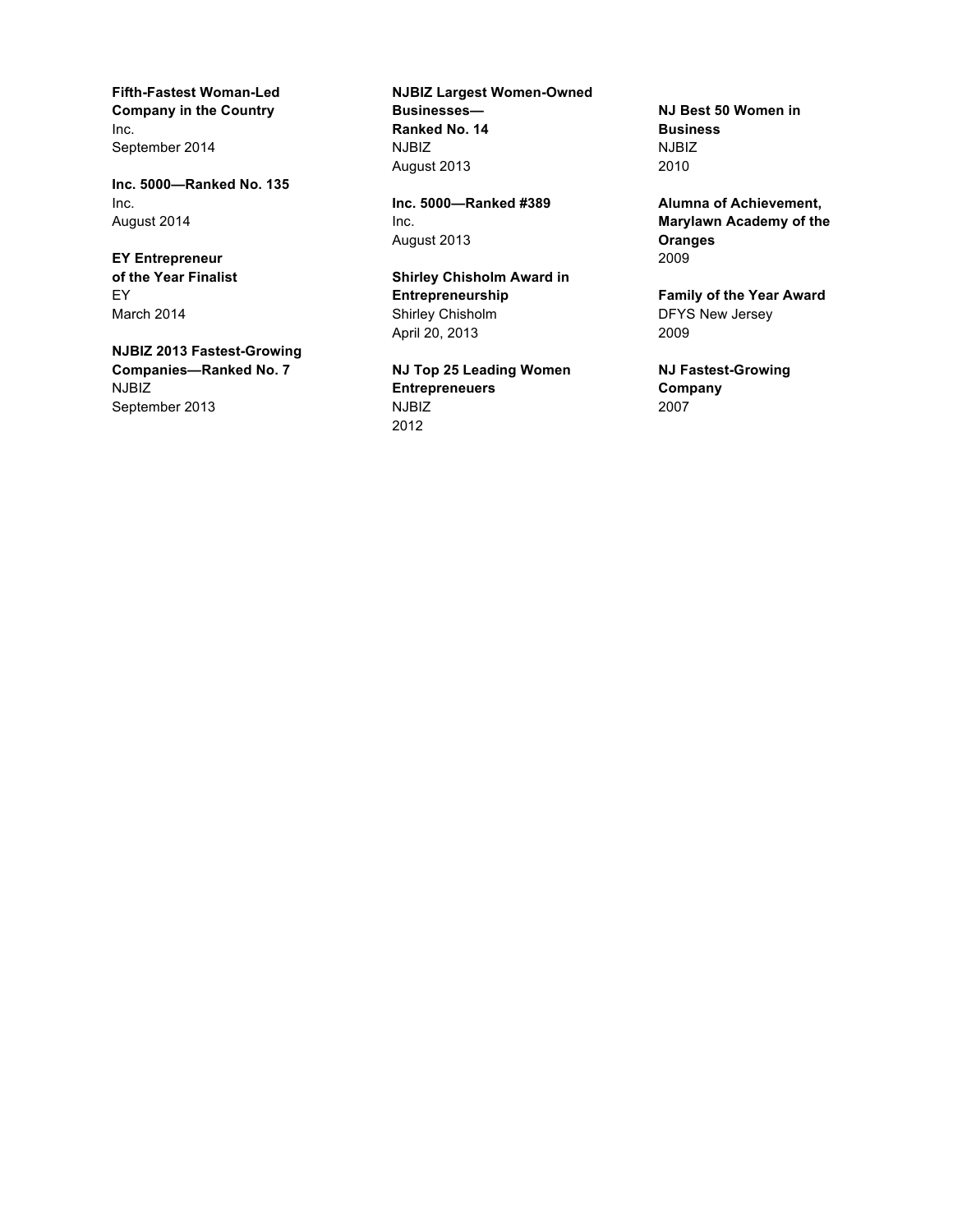**Fifth-Fastest Woman-Led Company in the Country**
Inc.
September 2014

**Inc. 5000—Ranked No. 135**
Inc.
August 2014

**EY Entrepreneur of the Year Finalist**
EY
March 2014

**NJBIZ 2013 Fastest-Growing Companies—Ranked No. 7**
NJBIZ
September 2013

**NJBIZ Largest Women-Owned Businesses—Ranked No. 14**
NJBIZ
August 2013

**Inc. 5000—Ranked #389**
Inc.
August 2013

**Shirley Chisholm Award in Entrepreneurship**
Shirley Chisholm
April 20, 2013

**NJ Top 25 Leading Women Entrepreneuers**
NJBIZ
2012

**NJ Best 50 Women in Business**
NJBIZ
2010

**Alumna of Achievement, Marylawn Academy of the Oranges**
2009

**Family of the Year Award**
DFYS New Jersey
2009

**NJ Fastest-Growing Company**
2007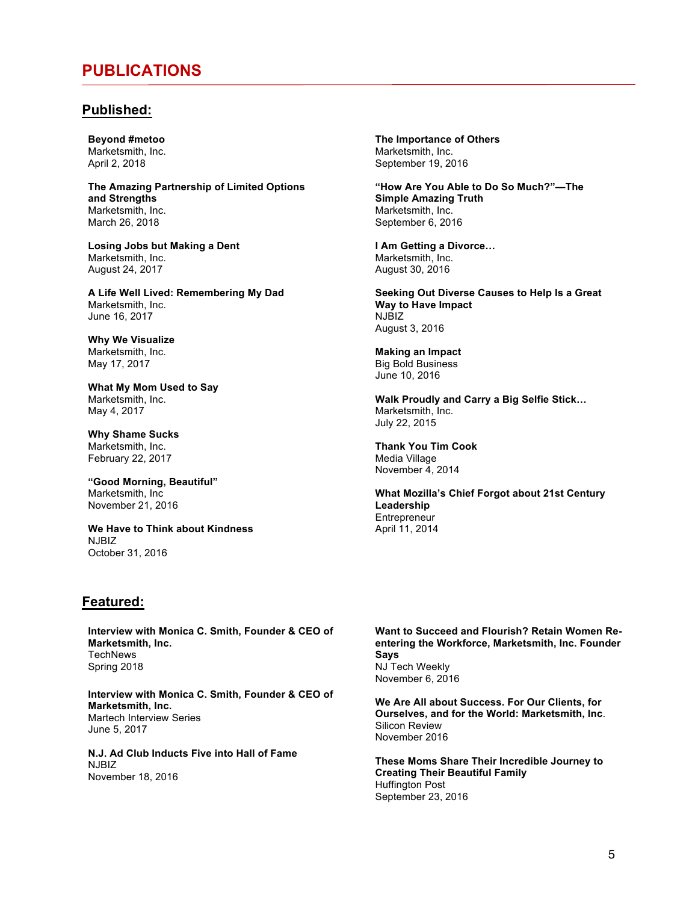# PUBLICATIONS

## Published:

**Beyond #metoo**
Marketsmith, Inc.
April 2, 2018

**The Amazing Partnership of Limited Options and Strengths**
Marketsmith, Inc.
March 26, 2018

**Losing Jobs but Making a Dent**
Marketsmith, Inc.
August 24, 2017

**A Life Well Lived: Remembering My Dad**
Marketsmith, Inc.
June 16, 2017

**Why We Visualize**
Marketsmith, Inc.
May 17, 2017

**What My Mom Used to Say**
Marketsmith, Inc.
May 4, 2017

**Why Shame Sucks**
Marketsmith, Inc.
February 22, 2017

**"Good Morning, Beautiful"**
Marketsmith, Inc
November 21, 2016

**We Have to Think about Kindness**
NJBIZ
October 31, 2016

**The Importance of Others**
Marketsmith, Inc.
September 19, 2016

**"How Are You Able to Do So Much?"—The Simple Amazing Truth**
Marketsmith, Inc.
September 6, 2016

**I Am Getting a Divorce…**
Marketsmith, Inc.
August 30, 2016

**Seeking Out Diverse Causes to Help Is a Great Way to Have Impact**
NJBIZ
August 3, 2016

**Making an Impact**
Big Bold Business
June 10, 2016

**Walk Proudly and Carry a Big Selfie Stick…**
Marketsmith, Inc.
July 22, 2015

**Thank You Tim Cook**
Media Village
November 4, 2014

**What Mozilla's Chief Forgot about 21st Century Leadership**
Entrepreneur
April 11, 2014

## Featured:

**Interview with Monica C. Smith, Founder & CEO of Marketsmith, Inc.**
TechNews
Spring 2018

**Interview with Monica C. Smith, Founder & CEO of Marketsmith, Inc.**
Martech Interview Series
June 5, 2017

**N.J. Ad Club Inducts Five into Hall of Fame**
NJBIZ
November 18, 2016

**Want to Succeed and Flourish? Retain Women Re-entering the Workforce, Marketsmith, Inc. Founder Says**
NJ Tech Weekly
November 6, 2016

**We Are All about Success. For Our Clients, for Ourselves, and for the World: Marketsmith, Inc**.
Silicon Review
November 2016

**These Moms Share Their Incredible Journey to Creating Their Beautiful Family**
Huffington Post
September 23, 2016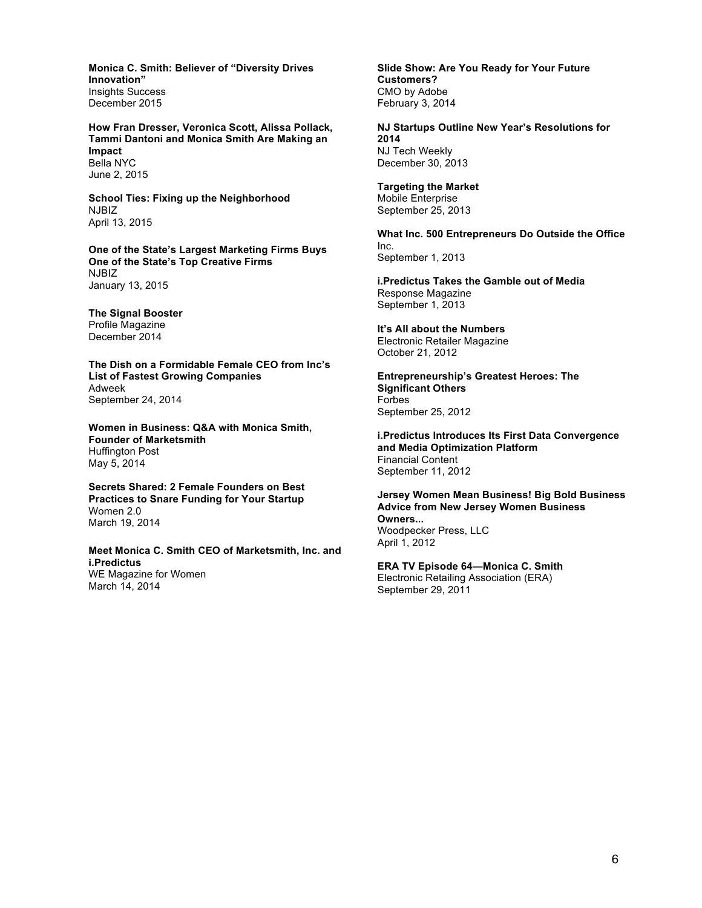**Monica C. Smith: Believer of "Diversity Drives Innovation"**
Insights Success
December 2015

**How Fran Dresser, Veronica Scott, Alissa Pollack, Tammi Dantoni and Monica Smith Are Making an Impact**
Bella NYC
June 2, 2015

**School Ties: Fixing up the Neighborhood**
NJBIZ
April 13, 2015

**One of the State's Largest Marketing Firms Buys One of the State's Top Creative Firms**
NJBIZ
January 13, 2015

**The Signal Booster**
Profile Magazine
December 2014

**The Dish on a Formidable Female CEO from Inc's List of Fastest Growing Companies**
Adweek
September 24, 2014

**Women in Business: Q&A with Monica Smith, Founder of Marketsmith**
Huffington Post
May 5, 2014

**Secrets Shared: 2 Female Founders on Best Practices to Snare Funding for Your Startup**
Women 2.0
March 19, 2014

**Meet Monica C. Smith CEO of Marketsmith, Inc. and i.Predictus**
WE Magazine for Women
March 14, 2014

**Slide Show: Are You Ready for Your Future Customers?**
CMO by Adobe
February 3, 2014

**NJ Startups Outline New Year's Resolutions for 2014**
NJ Tech Weekly
December 30, 2013

**Targeting the Market**
Mobile Enterprise
September 25, 2013

**What Inc. 500 Entrepreneurs Do Outside the Office**
Inc.
September 1, 2013

**i.Predictus Takes the Gamble out of Media**
Response Magazine
September 1, 2013

**It's All about the Numbers**
Electronic Retailer Magazine
October 21, 2012

**Entrepreneurship's Greatest Heroes: The Significant Others**
Forbes
September 25, 2012

**i.Predictus Introduces Its First Data Convergence and Media Optimization Platform**
Financial Content
September 11, 2012

**Jersey Women Mean Business! Big Bold Business Advice from New Jersey Women Business Owners...**
Woodpecker Press, LLC
April 1, 2012

**ERA TV Episode 64—Monica C. Smith**
Electronic Retailing Association (ERA)
September 29, 2011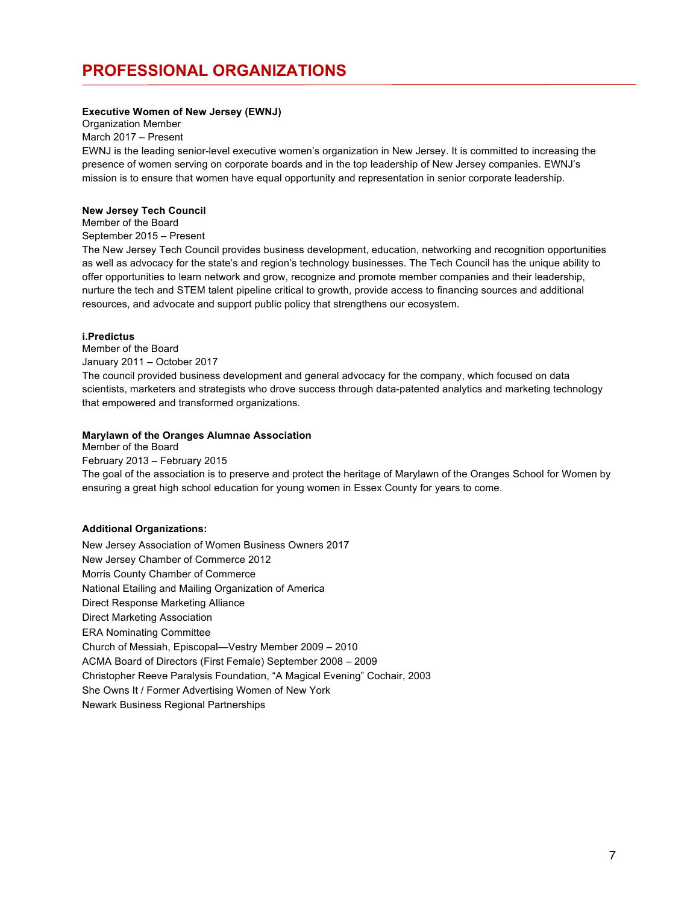# PROFESSIONAL ORGANIZATIONS

**Executive Women of New Jersey (EWNJ)**
Organization Member
March 2017 – Present
EWNJ is the leading senior-level executive women's organization in New Jersey. It is committed to increasing the presence of women serving on corporate boards and in the top leadership of New Jersey companies. EWNJ's mission is to ensure that women have equal opportunity and representation in senior corporate leadership.

**New Jersey Tech Council**
Member of the Board
September 2015 – Present
The New Jersey Tech Council provides business development, education, networking and recognition opportunities as well as advocacy for the state's and region's technology businesses. The Tech Council has the unique ability to offer opportunities to learn network and grow, recognize and promote member companies and their leadership, nurture the tech and STEM talent pipeline critical to growth, provide access to financing sources and additional resources, and advocate and support public policy that strengthens our ecosystem.

**i.Predictus**
Member of the Board
January 2011 – October 2017
The council provided business development and general advocacy for the company, which focused on data scientists, marketers and strategists who drove success through data-patented analytics and marketing technology that empowered and transformed organizations.

**Marylawn of the Oranges Alumnae Association**
Member of the Board
February 2013 – February 2015
The goal of the association is to preserve and protect the heritage of Marylawn of the Oranges School for Women by ensuring a great high school education for young women in Essex County for years to come.

**Additional Organizations:**

New Jersey Association of Women Business Owners 2017
New Jersey Chamber of Commerce 2012
Morris County Chamber of Commerce
National Etailing and Mailing Organization of America
Direct Response Marketing Alliance
Direct Marketing Association
ERA Nominating Committee
Church of Messiah, Episcopal—Vestry Member 2009 – 2010
ACMA Board of Directors (First Female) September 2008 – 2009
Christopher Reeve Paralysis Foundation, "A Magical Evening" Cochair, 2003
She Owns It / Former Advertising Women of New York
Newark Business Regional Partnerships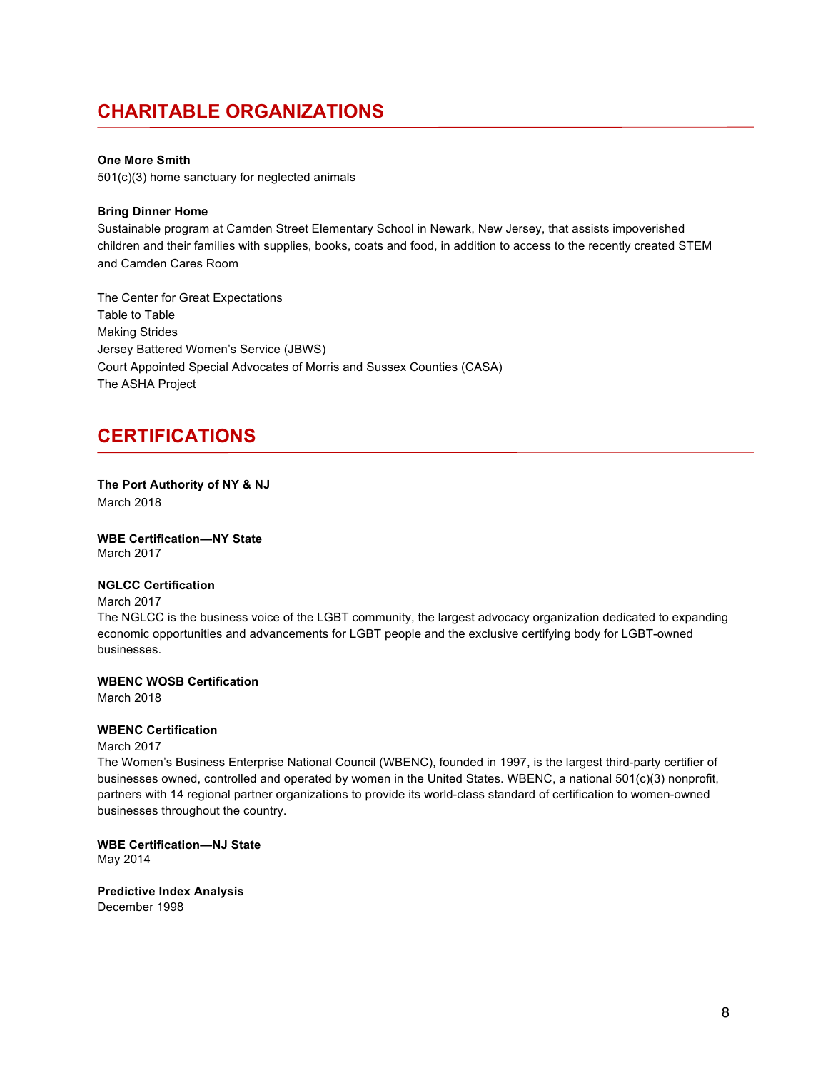## CHARITABLE ORGANIZATIONS

**One More Smith**
501(c)(3) home sanctuary for neglected animals

**Bring Dinner Home**
Sustainable program at Camden Street Elementary School in Newark, New Jersey, that assists impoverished children and their families with supplies, books, coats and food, in addition to access to the recently created STEM and Camden Cares Room

The Center for Great Expectations
Table to Table
Making Strides
Jersey Battered Women's Service (JBWS)
Court Appointed Special Advocates of Morris and Sussex Counties (CASA)
The ASHA Project

## CERTIFICATIONS

**The Port Authority of NY & NJ**
March 2018

**WBE Certification—NY State**
March 2017

**NGLCC Certification**
March 2017
The NGLCC is the business voice of the LGBT community, the largest advocacy organization dedicated to expanding economic opportunities and advancements for LGBT people and the exclusive certifying body for LGBT-owned businesses.

**WBENC WOSB Certification**
March 2018

**WBENC Certification**
March 2017
The Women's Business Enterprise National Council (WBENC), founded in 1997, is the largest third-party certifier of businesses owned, controlled and operated by women in the United States. WBENC, a national 501(c)(3) nonprofit, partners with 14 regional partner organizations to provide its world-class standard of certification to women-owned businesses throughout the country.

**WBE Certification—NJ State**
May 2014

**Predictive Index Analysis**
December 1998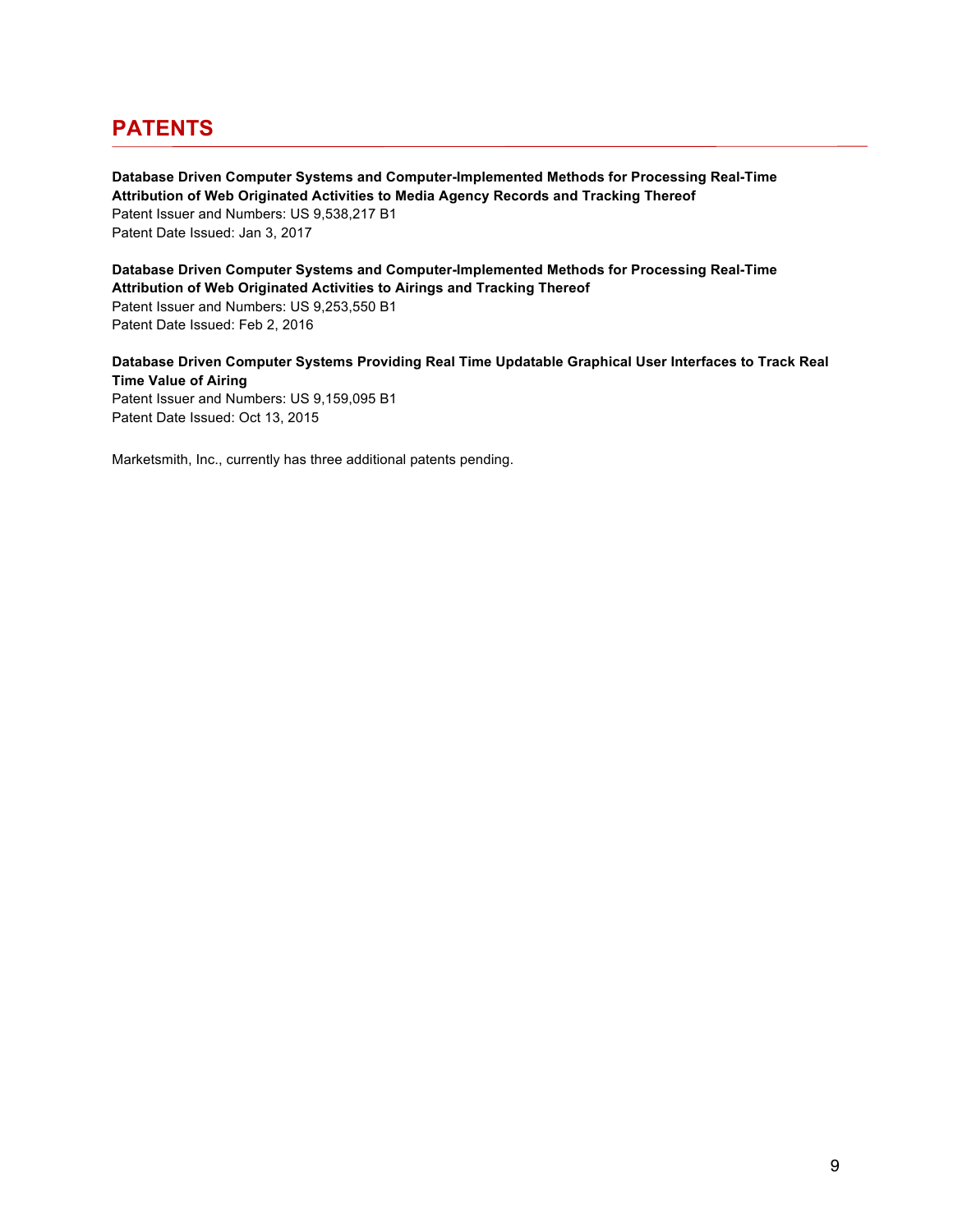## PATENTS

**Database Driven Computer Systems and Computer-Implemented Methods for Processing Real-Time Attribution of Web Originated Activities to Media Agency Records and Tracking Thereof**
Patent Issuer and Numbers: US 9,538,217 B1
Patent Date Issued: Jan 3, 2017

**Database Driven Computer Systems and Computer-Implemented Methods for Processing Real-Time Attribution of Web Originated Activities to Airings and Tracking Thereof**
Patent Issuer and Numbers: US 9,253,550 B1
Patent Date Issued: Feb 2, 2016

**Database Driven Computer Systems Providing Real Time Updatable Graphical User Interfaces to Track Real Time Value of Airing**
Patent Issuer and Numbers: US 9,159,095 B1
Patent Date Issued: Oct 13, 2015

Marketsmith, Inc., currently has three additional patents pending.